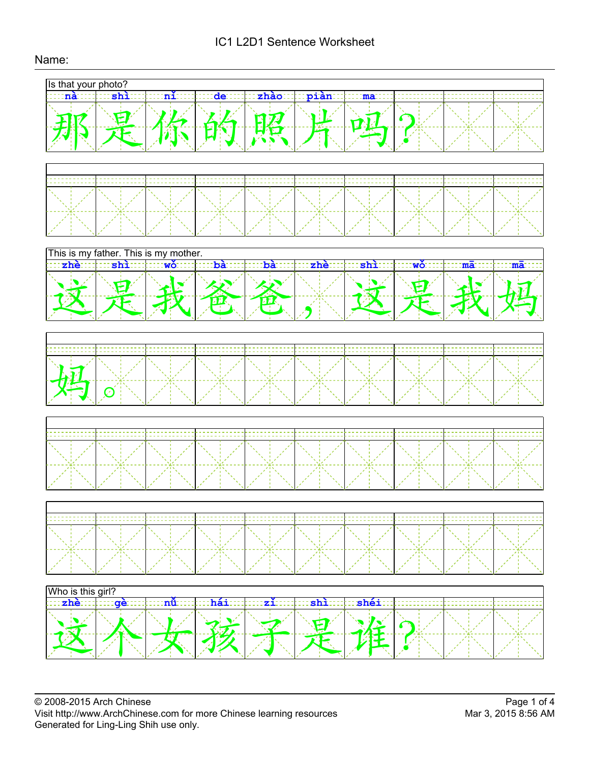# IC1 L2D1 Sentence Worksheet

Name:

Is that your photo?

| nà | shì | nǐ | de | zhào | piàn | ma | | | |
|---|---|---|---|---|---|---|---|---|---|
| 那 | 是 | 你 | 的 | 照 | 片 | 吗 | ？ | | |

This is my father. This is my mother.

| zhè | shì | wǒ | bà | bà | | zhè | shì | wǒ | mā |
|---|---|---|---|---|---|---|---|---|---|
| 这 | 是 | 我 | 爸 | 爸 | ， | 这 | 是 | 我 | 妈 |

| mā | | | | | | | | | |
|---|---|---|---|---|---|---|---|---|---|
| 妈 | 。 | | | | | | | | |

Who is this girl?

| zhè | gè | nǚ | hái | zǐ | shì | shéi | | | |
|---|---|---|---|---|---|---|---|---|---|
| 这 | 个 | 女 | 孩 | 子 | 是 | 谁 | ？ | | |

© 2008-2015 Arch Chinese
Visit http://www.ArchChinese.com for more Chinese learning resources
Generated for Ling-Ling Shih use only.

Mar 3, 2015 8:56 AM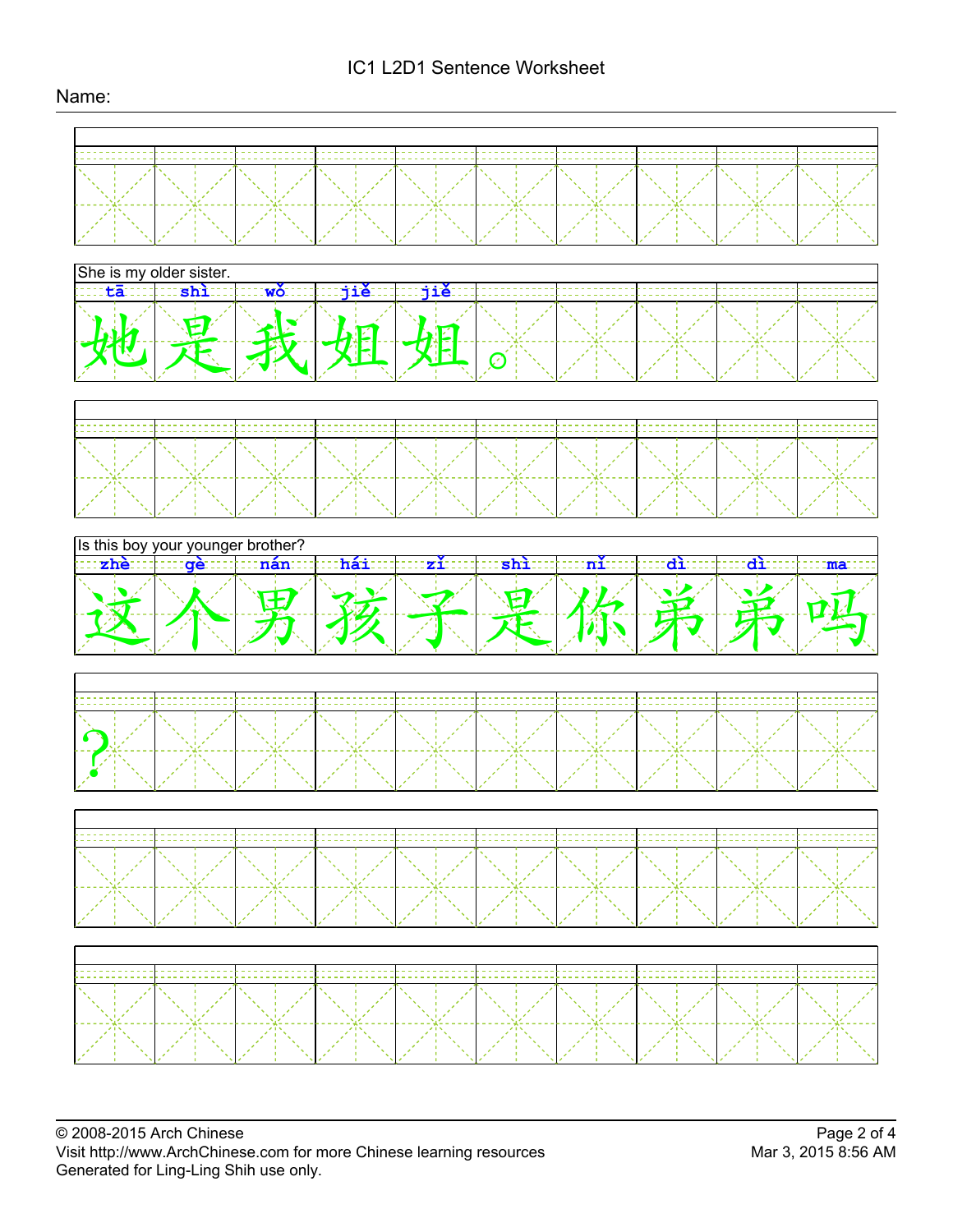# IC1 L2D1 Sentence Worksheet

Name:

She is my older sister.

| tā | shì | wǒ | jiě | jiě | | | | | |
|---|---|---|---|---|---|---|---|---|---|
| 她 | 是 | 我 | 姐 | 姐 | 。 | | | | |

Is this boy your younger brother?

| zhè | gè | nán | hái | zǐ | shì | nǐ | dì | dì | ma |
|---|---|---|---|---|---|---|---|---|---|
| 这 | 个 | 男 | 孩 | 子 | 是 | 你 | 弟 | 弟 | 吗 |
| ？ | | | | | | | | | |

© 2008-2015 Arch Chinese
Visit http://www.ArchChinese.com for more Chinese learning resources
Generated for Ling-Ling Shih use only.

Mar 3, 2015 8:56 AM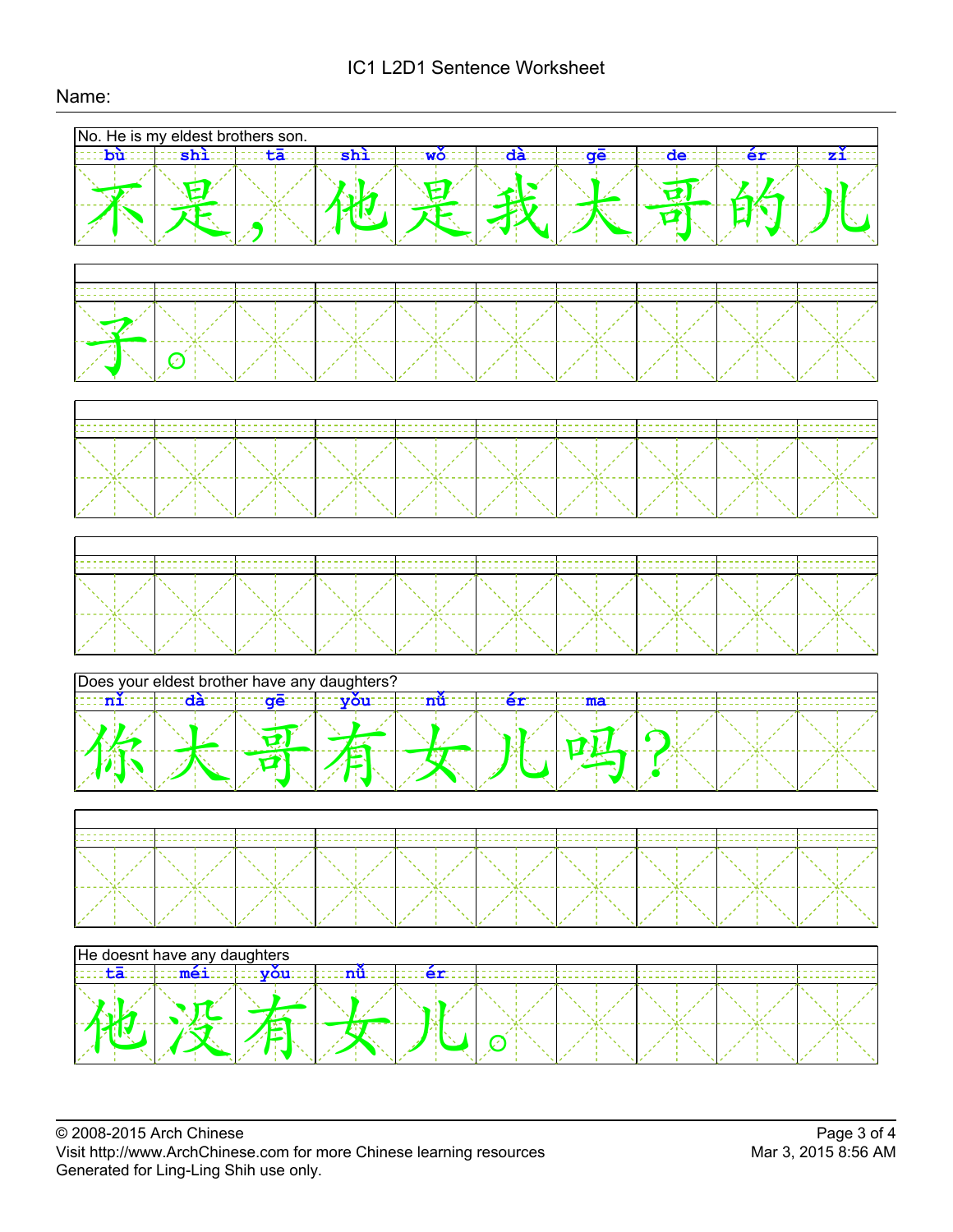# IC1 L2D1 Sentence Worksheet

Name:

No. He is my eldest brothers son.

| bù | shì | | tā | shì | wǒ | dà | gē | de | ér | zǐ | |
|---|---|---|---|---|---|---|---|---|---|---|---|
| 不 | 是 | ， | 他 | 是 | 我 | 大 | 哥 | 的 | 儿 | 子 | 。 |

Does your eldest brother have any daughters?

| nǐ | dà | gē | yǒu | nǚ | ér | ma | |
|---|---|---|---|---|---|---|---|
| 你 | 大 | 哥 | 有 | 女 | 儿 | 吗 | ？ |

He doesnt have any daughters

| tā | méi | yǒu | nǚ | ér | |
|---|---|---|---|---|---|
| 他 | 没 | 有 | 女 | 儿 | 。 |

© 2008-2015 Arch Chinese
Visit http://www.ArchChinese.com for more Chinese learning resources
Generated for Ling-Ling Shih use only.

Mar 3, 2015 8:56 AM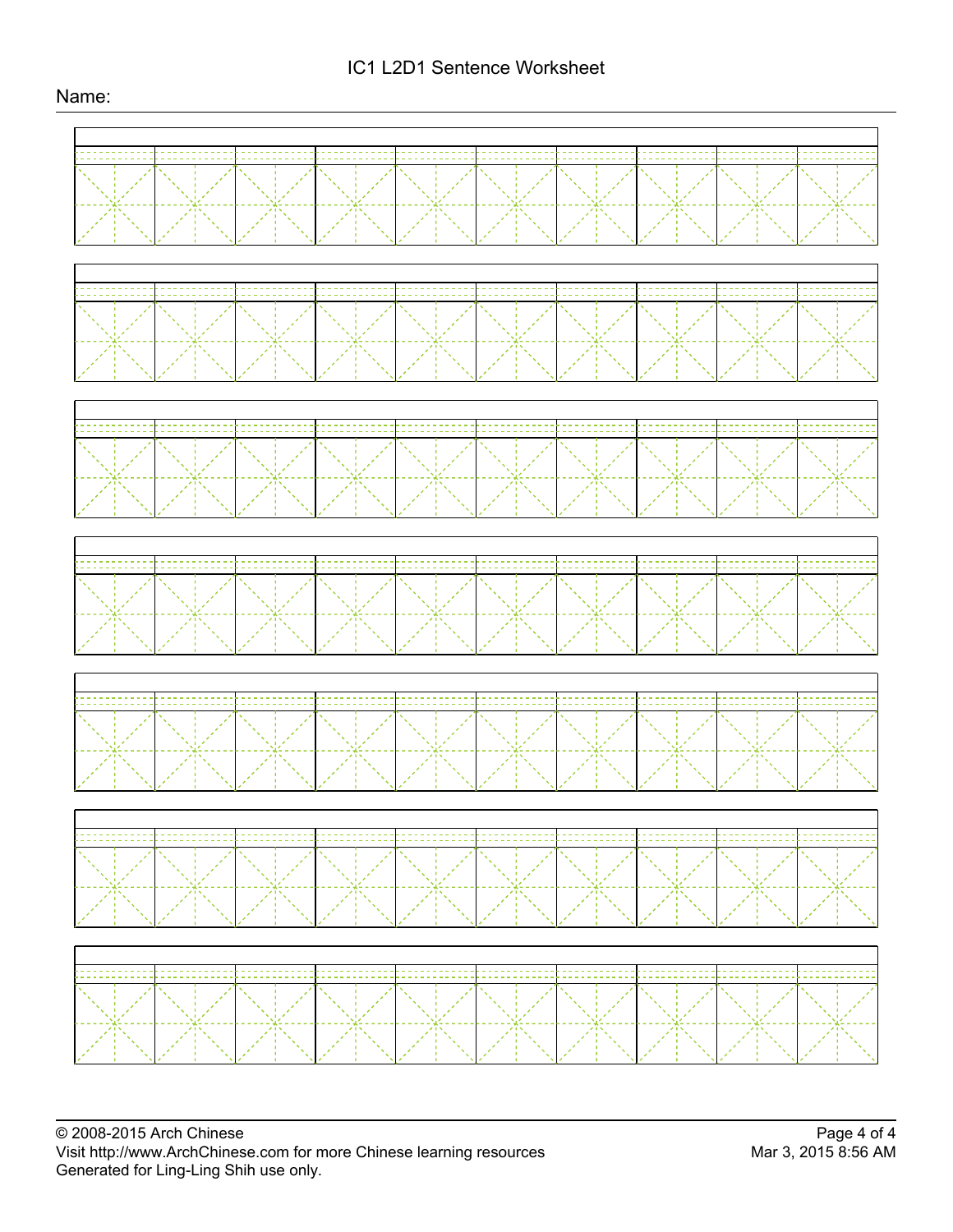IC1 L2D1 Sentence Worksheet

Name: